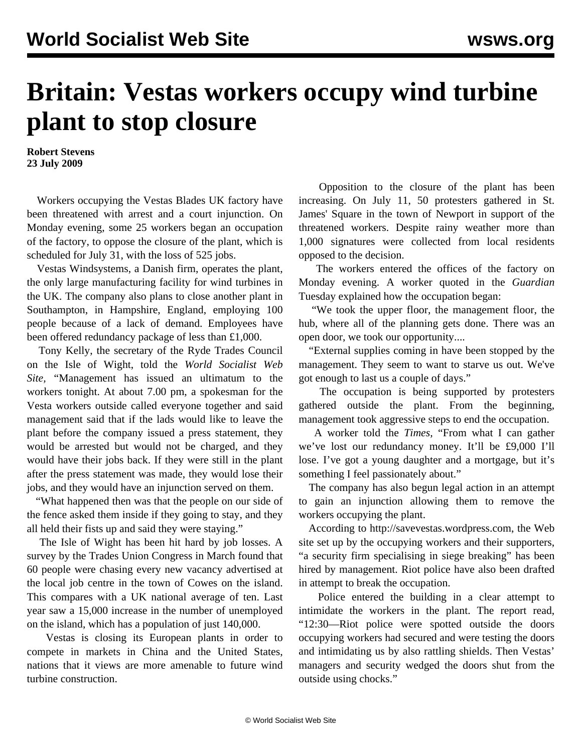# Britain: Vestas workers occupy wind turbine plant to stop closure

**Robert Stevens**
**23 July 2009**

Workers occupying the Vestas Blades UK factory have been threatened with arrest and a court injunction. On Monday evening, some 25 workers began an occupation of the factory, to oppose the closure of the plant, which is scheduled for July 31, with the loss of 525 jobs.

Vestas Windsystems, a Danish firm, operates the plant, the only large manufacturing facility for wind turbines in the UK. The company also plans to close another plant in Southampton, in Hampshire, England, employing 100 people because of a lack of demand. Employees have been offered redundancy package of less than £1,000.

Tony Kelly, the secretary of the Ryde Trades Council on the Isle of Wight, told the *World Socialist Web Site,* "Management has issued an ultimatum to the workers tonight. At about 7.00 pm, a spokesman for the Vesta workers outside called everyone together and said management said that if the lads would like to leave the plant before the company issued a press statement, they would be arrested but would not be charged, and they would have their jobs back. If they were still in the plant after the press statement was made, they would lose their jobs, and they would have an injunction served on them.

"What happened then was that the people on our side of the fence asked them inside if they going to stay, and they all held their fists up and said they were staying."

The Isle of Wight has been hit hard by job losses. A survey by the Trades Union Congress in March found that 60 people were chasing every new vacancy advertised at the local job centre in the town of Cowes on the island. This compares with a UK national average of ten. Last year saw a 15,000 increase in the number of unemployed on the island, which has a population of just 140,000.

Vestas is closing its European plants in order to compete in markets in China and the United States, nations that it views are more amenable to future wind turbine construction.

Opposition to the closure of the plant has been increasing. On July 11, 50 protesters gathered in St. James' Square in the town of Newport in support of the threatened workers. Despite rainy weather more than 1,000 signatures were collected from local residents opposed to the decision.

The workers entered the offices of the factory on Monday evening. A worker quoted in the *Guardian* Tuesday explained how the occupation began:

"We took the upper floor, the management floor, the hub, where all of the planning gets done. There was an open door, we took our opportunity....

"External supplies coming in have been stopped by the management. They seem to want to starve us out. We've got enough to last us a couple of days."

The occupation is being supported by protesters gathered outside the plant. From the beginning, management took aggressive steps to end the occupation.

A worker told the *Times,* "From what I can gather we've lost our redundancy money. It'll be £9,000 I'll lose. I've got a young daughter and a mortgage, but it's something I feel passionately about."

The company has also begun legal action in an attempt to gain an injunction allowing them to remove the workers occupying the plant.

According to http://savevestas.wordpress.com, the Web site set up by the occupying workers and their supporters, "a security firm specialising in siege breaking" has been hired by management. Riot police have also been drafted in attempt to break the occupation.

Police entered the building in a clear attempt to intimidate the workers in the plant. The report read, "12:30—Riot police were spotted outside the doors occupying workers had secured and were testing the doors and intimidating us by also rattling shields. Then Vestas' managers and security wedged the doors shut from the outside using chocks."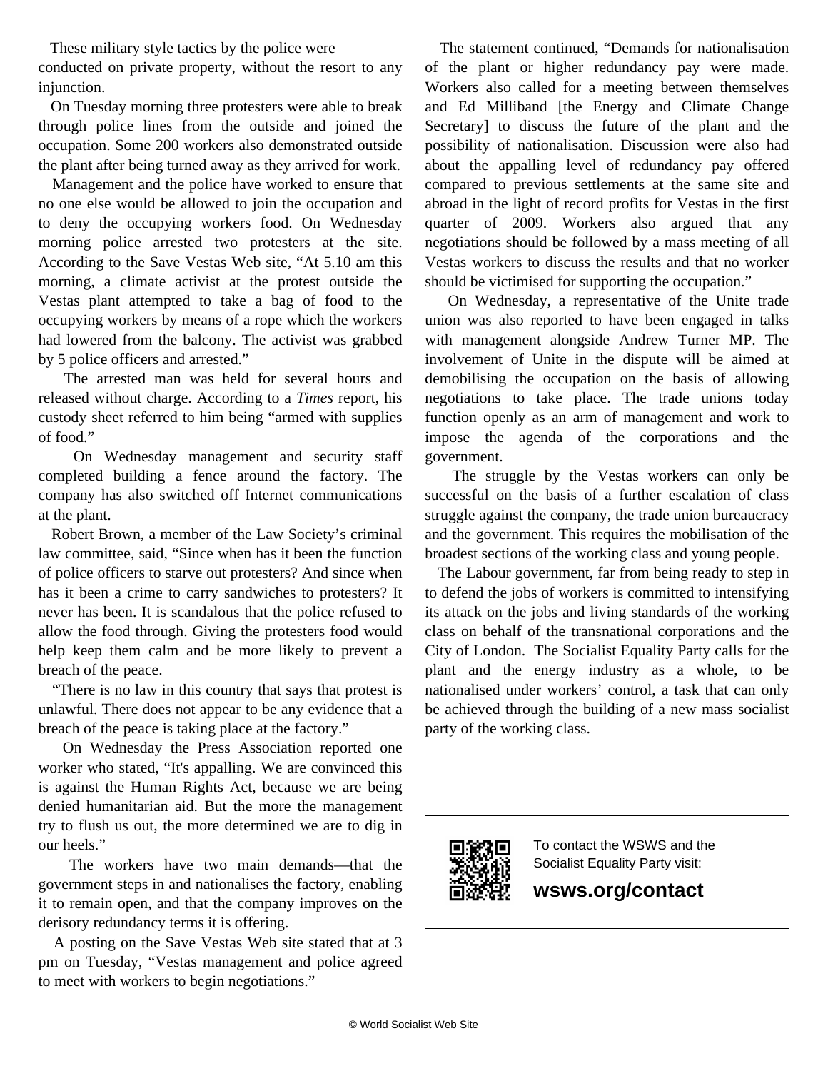These military style tactics by the police were conducted on private property, without the resort to any injunction.

On Tuesday morning three protesters were able to break through police lines from the outside and joined the occupation. Some 200 workers also demonstrated outside the plant after being turned away as they arrived for work.

Management and the police have worked to ensure that no one else would be allowed to join the occupation and to deny the occupying workers food. On Wednesday morning police arrested two protesters at the site. According to the Save Vestas Web site, “At 5.10 am this morning, a climate activist at the protest outside the Vestas plant attempted to take a bag of food to the occupying workers by means of a rope which the workers had lowered from the balcony. The activist was grabbed by 5 police officers and arrested.”

The arrested man was held for several hours and released without charge. According to a *Times* report, his custody sheet referred to him being “armed with supplies of food.”

On Wednesday management and security staff completed building a fence around the factory. The company has also switched off Internet communications at the plant.

Robert Brown, a member of the Law Society’s criminal law committee, said, “Since when has it been the function of police officers to starve out protesters? And since when has it been a crime to carry sandwiches to protesters? It never has been. It is scandalous that the police refused to allow the food through. Giving the protesters food would help keep them calm and be more likely to prevent a breach of the peace.

“There is no law in this country that says that protest is unlawful. There does not appear to be any evidence that a breach of the peace is taking place at the factory.”

On Wednesday the Press Association reported one worker who stated, “It's appalling. We are convinced this is against the Human Rights Act, because we are being denied humanitarian aid. But the more the management try to flush us out, the more determined we are to dig in our heels.”

The workers have two main demands—that the government steps in and nationalises the factory, enabling it to remain open, and that the company improves on the derisory redundancy terms it is offering.

A posting on the Save Vestas Web site stated that at 3 pm on Tuesday, “Vestas management and police agreed to meet with workers to begin negotiations.”

The statement continued, “Demands for nationalisation of the plant or higher redundancy pay were made. Workers also called for a meeting between themselves and Ed Milliband [the Energy and Climate Change Secretary] to discuss the future of the plant and the possibility of nationalisation. Discussion were also had about the appalling level of redundancy pay offered compared to previous settlements at the same site and abroad in the light of record profits for Vestas in the first quarter of 2009. Workers also argued that any negotiations should be followed by a mass meeting of all Vestas workers to discuss the results and that no worker should be victimised for supporting the occupation.”

On Wednesday, a representative of the Unite trade union was also reported to have been engaged in talks with management alongside Andrew Turner MP. The involvement of Unite in the dispute will be aimed at demobilising the occupation on the basis of allowing negotiations to take place. The trade unions today function openly as an arm of management and work to impose the agenda of the corporations and the government.

The struggle by the Vestas workers can only be successful on the basis of a further escalation of class struggle against the company, the trade union bureaucracy and the government. This requires the mobilisation of the broadest sections of the working class and young people.

The Labour government, far from being ready to step in to defend the jobs of workers is committed to intensifying its attack on the jobs and living standards of the working class on behalf of the transnational corporations and the City of London. The Socialist Equality Party calls for the plant and the energy industry as a whole, to be nationalised under workers’ control, a task that can only be achieved through the building of a new mass socialist party of the working class.

To contact the WSWS and the Socialist Equality Party visit:

**wsws.org/contact**